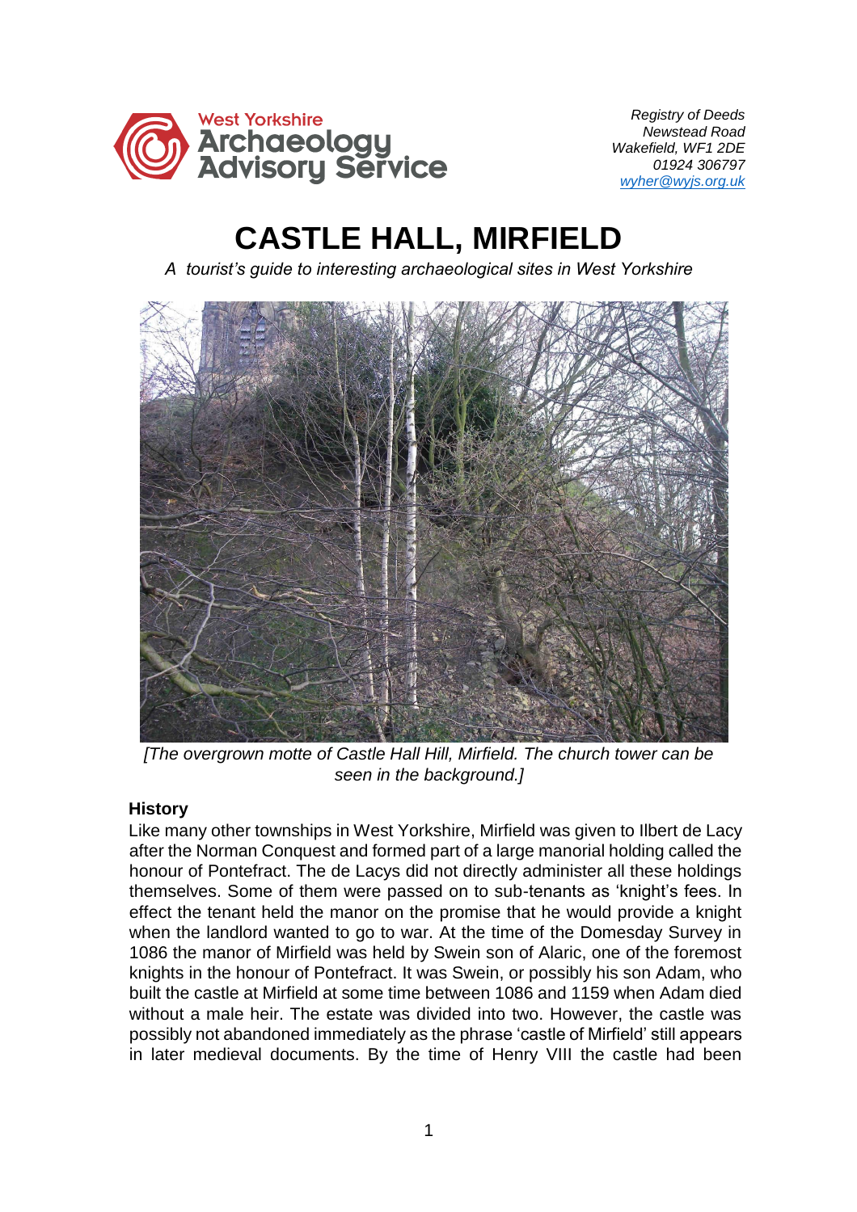West Yorkshire Archaeology Advisory Service

*Registry of Deeds*
*Newstead Road*
*Wakefield, WF1 2DE*
*01924 306797*
*wyher@wyjs.org.uk*

# CASTLE HALL, MIRFIELD

*A tourist's guide to interesting archaeological sites in West Yorkshire*

*[The overgrown motte of Castle Hall Hill, Mirfield. The church tower can be seen in the background.]*

### History

Like many other townships in West Yorkshire, Mirfield was given to Ilbert de Lacy after the Norman Conquest and formed part of a large manorial holding called the honour of Pontefract. The de Lacys did not directly administer all these holdings themselves. Some of them were passed on to sub-tenants as 'knight's fees. In effect the tenant held the manor on the promise that he would provide a knight when the landlord wanted to go to war. At the time of the Domesday Survey in 1086 the manor of Mirfield was held by Swein son of Alaric, one of the foremost knights in the honour of Pontefract. It was Swein, or possibly his son Adam, who built the castle at Mirfield at some time between 1086 and 1159 when Adam died without a male heir. The estate was divided into two. However, the castle was possibly not abandoned immediately as the phrase 'castle of Mirfield' still appears in later medieval documents. By the time of Henry VIII the castle had been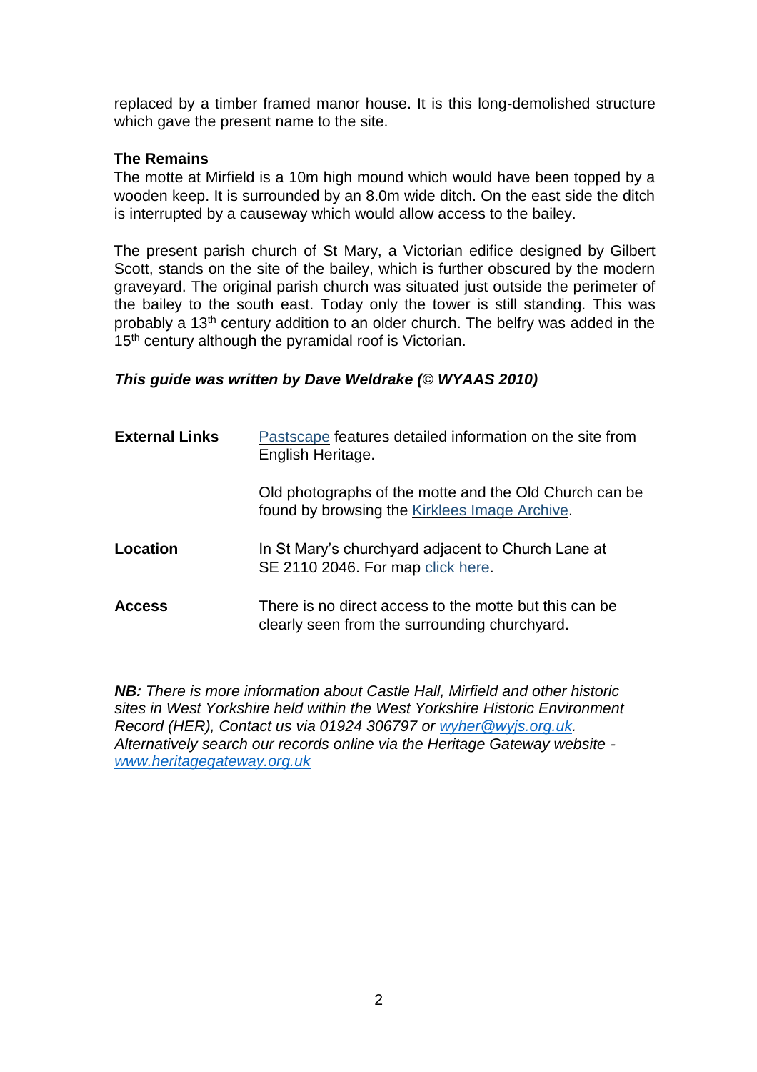replaced by a timber framed manor house. It is this long-demolished structure which gave the present name to the site.

**The Remains**

The motte at Mirfield is a 10m high mound which would have been topped by a wooden keep. It is surrounded by an 8.0m wide ditch. On the east side the ditch is interrupted by a causeway which would allow access to the bailey.

The present parish church of St Mary, a Victorian edifice designed by Gilbert Scott, stands on the site of the bailey, which is further obscured by the modern graveyard. The original parish church was situated just outside the perimeter of the bailey to the south east. Today only the tower is still standing. This was probably a 13th century addition to an older church. The belfry was added in the 15th century although the pyramidal roof is Victorian.

***This guide was written by Dave Weldrake (© WYAAS 2010)***

| | |
|---|---|
| **External Links** | Pastscape features detailed information on the site from English Heritage.<br><br>Old photographs of the motte and the Old Church can be found by browsing the Kirklees Image Archive. |
| **Location** | In St Mary's churchyard adjacent to Church Lane at SE 2110 2046. For map click here. |
| **Access** | There is no direct access to the motte but this can be clearly seen from the surrounding churchyard. |

***NB:*** *There is more information about Castle Hall, Mirfield and other historic sites in West Yorkshire held within the West Yorkshire Historic Environment Record (HER), Contact us via 01924 306797 or wyher@wyjs.org.uk. Alternatively search our records online via the Heritage Gateway website - www.heritagegateway.org.uk*